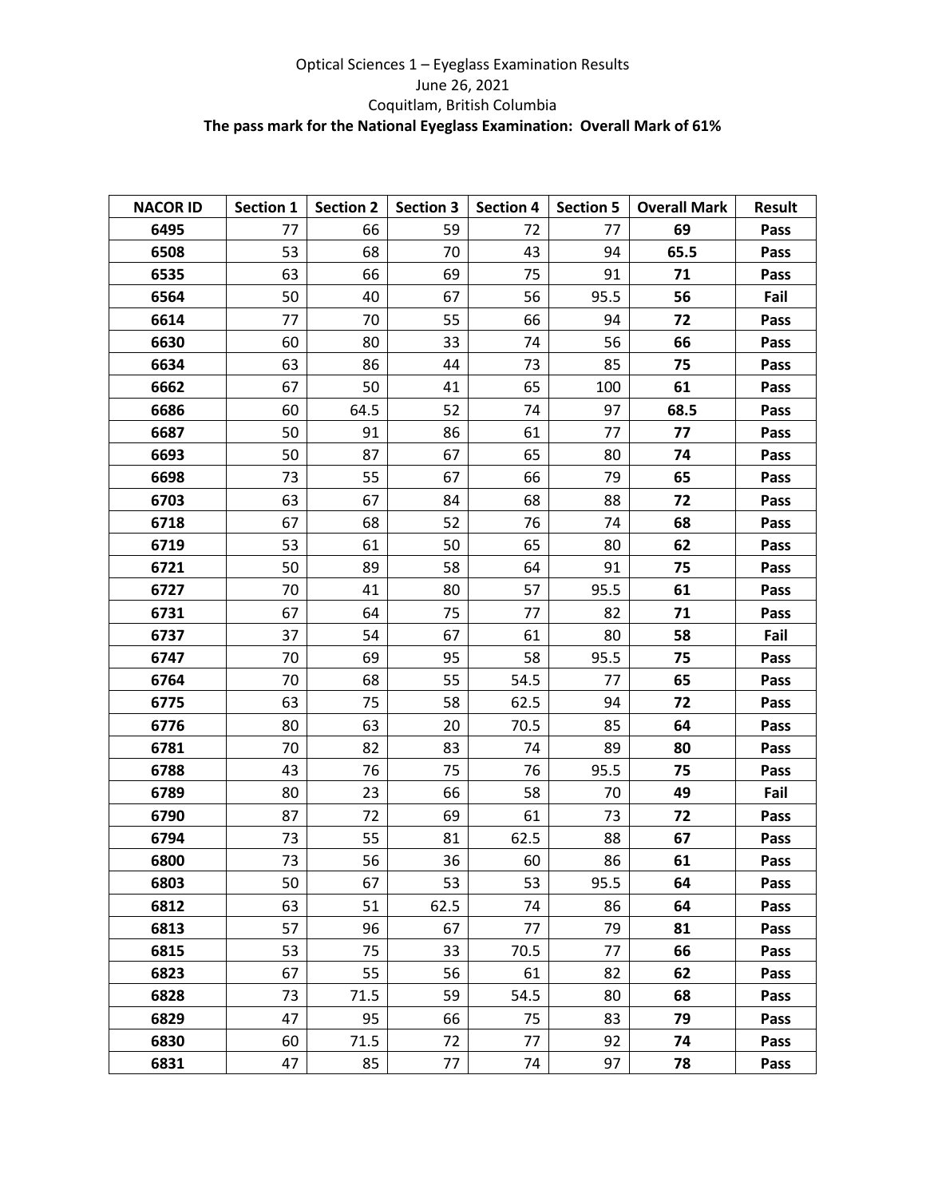Optical Sciences 1 – Eyeglass Examination Results

June 26, 2021

Coquitlam, British Columbia

**The pass mark for the National Eyeglass Examination: Overall Mark of 61%**

| NACOR ID | Section 1 | Section 2 | Section 3 | Section 4 | Section 5 | Overall Mark | Result |
|---|---|---|---|---|---|---|---|
| **6495** | 77 | 66 | 59 | 72 | 77 | **69** | **Pass** |
| **6508** | 53 | 68 | 70 | 43 | 94 | **65.5** | **Pass** |
| **6535** | 63 | 66 | 69 | 75 | 91 | **71** | **Pass** |
| **6564** | 50 | 40 | 67 | 56 | 95.5 | **56** | **Fail** |
| **6614** | 77 | 70 | 55 | 66 | 94 | **72** | **Pass** |
| **6630** | 60 | 80 | 33 | 74 | 56 | **66** | **Pass** |
| **6634** | 63 | 86 | 44 | 73 | 85 | **75** | **Pass** |
| **6662** | 67 | 50 | 41 | 65 | 100 | **61** | **Pass** |
| **6686** | 60 | 64.5 | 52 | 74 | 97 | **68.5** | **Pass** |
| **6687** | 50 | 91 | 86 | 61 | 77 | **77** | **Pass** |
| **6693** | 50 | 87 | 67 | 65 | 80 | **74** | **Pass** |
| **6698** | 73 | 55 | 67 | 66 | 79 | **65** | **Pass** |
| **6703** | 63 | 67 | 84 | 68 | 88 | **72** | **Pass** |
| **6718** | 67 | 68 | 52 | 76 | 74 | **68** | **Pass** |
| **6719** | 53 | 61 | 50 | 65 | 80 | **62** | **Pass** |
| **6721** | 50 | 89 | 58 | 64 | 91 | **75** | **Pass** |
| **6727** | 70 | 41 | 80 | 57 | 95.5 | **61** | **Pass** |
| **6731** | 67 | 64 | 75 | 77 | 82 | **71** | **Pass** |
| **6737** | 37 | 54 | 67 | 61 | 80 | **58** | **Fail** |
| **6747** | 70 | 69 | 95 | 58 | 95.5 | **75** | **Pass** |
| **6764** | 70 | 68 | 55 | 54.5 | 77 | **65** | **Pass** |
| **6775** | 63 | 75 | 58 | 62.5 | 94 | **72** | **Pass** |
| **6776** | 80 | 63 | 20 | 70.5 | 85 | **64** | **Pass** |
| **6781** | 70 | 82 | 83 | 74 | 89 | **80** | **Pass** |
| **6788** | 43 | 76 | 75 | 76 | 95.5 | **75** | **Pass** |
| **6789** | 80 | 23 | 66 | 58 | 70 | **49** | **Fail** |
| **6790** | 87 | 72 | 69 | 61 | 73 | **72** | **Pass** |
| **6794** | 73 | 55 | 81 | 62.5 | 88 | **67** | **Pass** |
| **6800** | 73 | 56 | 36 | 60 | 86 | **61** | **Pass** |
| **6803** | 50 | 67 | 53 | 53 | 95.5 | **64** | **Pass** |
| **6812** | 63 | 51 | 62.5 | 74 | 86 | **64** | **Pass** |
| **6813** | 57 | 96 | 67 | 77 | 79 | **81** | **Pass** |
| **6815** | 53 | 75 | 33 | 70.5 | 77 | **66** | **Pass** |
| **6823** | 67 | 55 | 56 | 61 | 82 | **62** | **Pass** |
| **6828** | 73 | 71.5 | 59 | 54.5 | 80 | **68** | **Pass** |
| **6829** | 47 | 95 | 66 | 75 | 83 | **79** | **Pass** |
| **6830** | 60 | 71.5 | 72 | 77 | 92 | **74** | **Pass** |
| **6831** | 47 | 85 | 77 | 74 | 97 | **78** | **Pass** |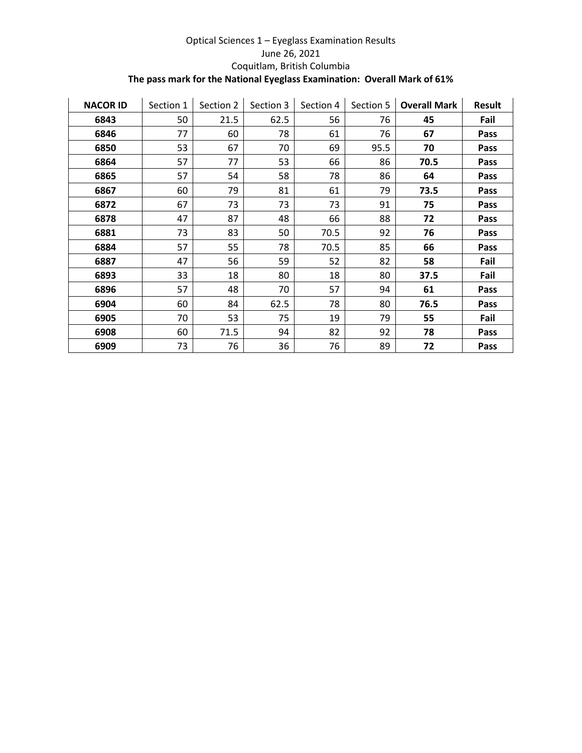Optical Sciences 1 – Eyeglass Examination Results

June 26, 2021

Coquitlam, British Columbia

**The pass mark for the National Eyeglass Examination: Overall Mark of 61%**

| **NACOR ID** | Section 1 | Section 2 | Section 3 | Section 4 | Section 5 | **Overall Mark** | **Result** |
|---|---|---|---|---|---|---|---|
| **6843** | 50 | 21.5 | 62.5 | 56 | 76 | **45** | **Fail** |
| **6846** | 77 | 60 | 78 | 61 | 76 | **67** | **Pass** |
| **6850** | 53 | 67 | 70 | 69 | 95.5 | **70** | **Pass** |
| **6864** | 57 | 77 | 53 | 66 | 86 | **70.5** | **Pass** |
| **6865** | 57 | 54 | 58 | 78 | 86 | **64** | **Pass** |
| **6867** | 60 | 79 | 81 | 61 | 79 | **73.5** | **Pass** |
| **6872** | 67 | 73 | 73 | 73 | 91 | **75** | **Pass** |
| **6878** | 47 | 87 | 48 | 66 | 88 | **72** | **Pass** |
| **6881** | 73 | 83 | 50 | 70.5 | 92 | **76** | **Pass** |
| **6884** | 57 | 55 | 78 | 70.5 | 85 | **66** | **Pass** |
| **6887** | 47 | 56 | 59 | 52 | 82 | **58** | **Fail** |
| **6893** | 33 | 18 | 80 | 18 | 80 | **37.5** | **Fail** |
| **6896** | 57 | 48 | 70 | 57 | 94 | **61** | **Pass** |
| **6904** | 60 | 84 | 62.5 | 78 | 80 | **76.5** | **Pass** |
| **6905** | 70 | 53 | 75 | 19 | 79 | **55** | **Fail** |
| **6908** | 60 | 71.5 | 94 | 82 | 92 | **78** | **Pass** |
| **6909** | 73 | 76 | 36 | 76 | 89 | **72** | **Pass** |